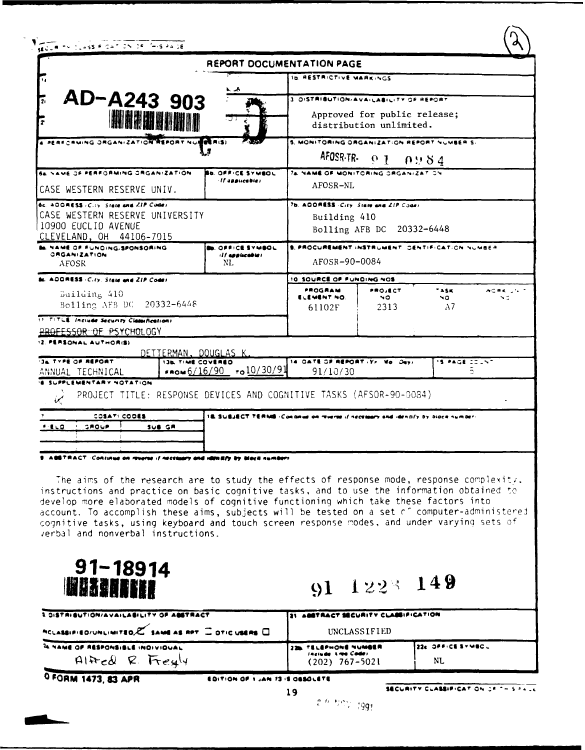SECURITY CLASSIFICATION OF THIS PAGE

(2)

## REPORT DOCUMENTATION PAGE

AD-A243 903

**1b. RESTRICTIVE MARKINGS**

**3. DISTRIBUTION/AVAILABILITY OF REPORT**

Approved for public release; distribution unlimited.

**4. PERFORMING ORGANIZATION REPORT NUMBER(S)**

**5. MONITORING ORGANIZATION REPORT NUMBER(S)**

AFOSR-TR- 91 0984

**6a. NAME OF PERFORMING ORGANIZATION**

CASE WESTERN RESERVE UNIV.

**6b. OFFICE SYMBOL** (If applicable)

**7a. NAME OF MONITORING ORGANIZATION**

AFOSR-NL

**6c. ADDRESS (City, State and ZIP Code)**

CASE WESTERN RESERVE UNIVERSITY
10900 EUCLID AVENUE
CLEVELAND, OH 44106-7015

**7b. ADDRESS (City, State and ZIP Code)**

Building 410
Bolling AFB DC 20332-6448

**8a. NAME OF FUNDING/SPONSORING ORGANIZATION**

AFOSR

**8b. OFFICE SYMBOL** (If applicable)

NL

**9. PROCUREMENT INSTRUMENT IDENTIFICATION NUMBER**

AFOSR-90-0084

**8c. ADDRESS (City, State and ZIP Code)**

Building 410
Bolling AFB DC 20332-6448

**10. SOURCE OF FUNDING NOS.**

| PROGRAM ELEMENT NO. | PROJECT NO. | TASK NO. | WORK UNIT NO. |
|---|---|---|---|
| 61102F | 2313 | A7 | |

**11. TITLE** (Include Security Classification)

PROFESSOR OF PSYCHOLOGY

**12. PERSONAL AUTHOR(S)**

DETTERMAN, DOUGLAS K.

| 13a. TYPE OF REPORT | 13b. TIME COVERED | 14. DATE OF REPORT (Yr., Mo., Day) | 15. PAGE COUNT |
|---|---|---|---|
| ANNUAL TECHNICAL | FROM 6/16/90 TO 10/30/91 | 91/10/30 | 5 |

**16. SUPPLEMENTARY NOTATION**

PROJECT TITLE: RESPONSE DEVICES AND COGNITIVE TASKS (AFSOR-90-0084)

**17. COSATI CODES**

| FIELD | GROUP | SUB. GR. |
|---|---|---|
| | | |

**18. SUBJECT TERMS** (Continue on reverse if necessary and identify by block number)

**19. ABSTRACT** (Continue on reverse if necessary and identify by block number)

The aims of the research are to study the effects of response mode, response complexity, instructions and practice on basic cognitive tasks, and to use the information obtained to develop more elaborated models of cognitive functioning which take these factors into account. To accomplish these aims, subjects will be tested on a set of computer-administered cognitive tasks, using keyboard and touch screen response modes, and under varying sets of verbal and nonverbal instructions.

91-18914

91 1223 149

**20. DISTRIBUTION/AVAILABILITY OF ABSTRACT**

UNCLASSIFIED/UNLIMITED ☒ SAME AS RPT. ☐ DTIC USERS ☐

**21. ABSTRACT SECURITY CLASSIFICATION**

UNCLASSIFIED

**22a. NAME OF RESPONSIBLE INDIVIDUAL**

Alfred R. Fregly

**22b. TELEPHONE NUMBER** (Include Area Code)

(202) 767-5021

**22c. OFFICE SYMBOL**

NL

DD FORM 1473, 83 APR — EDITION OF 1 JAN 73 IS OBSOLETE.

SECURITY CLASSIFICATION OF THIS PAGE

26 NOV 1991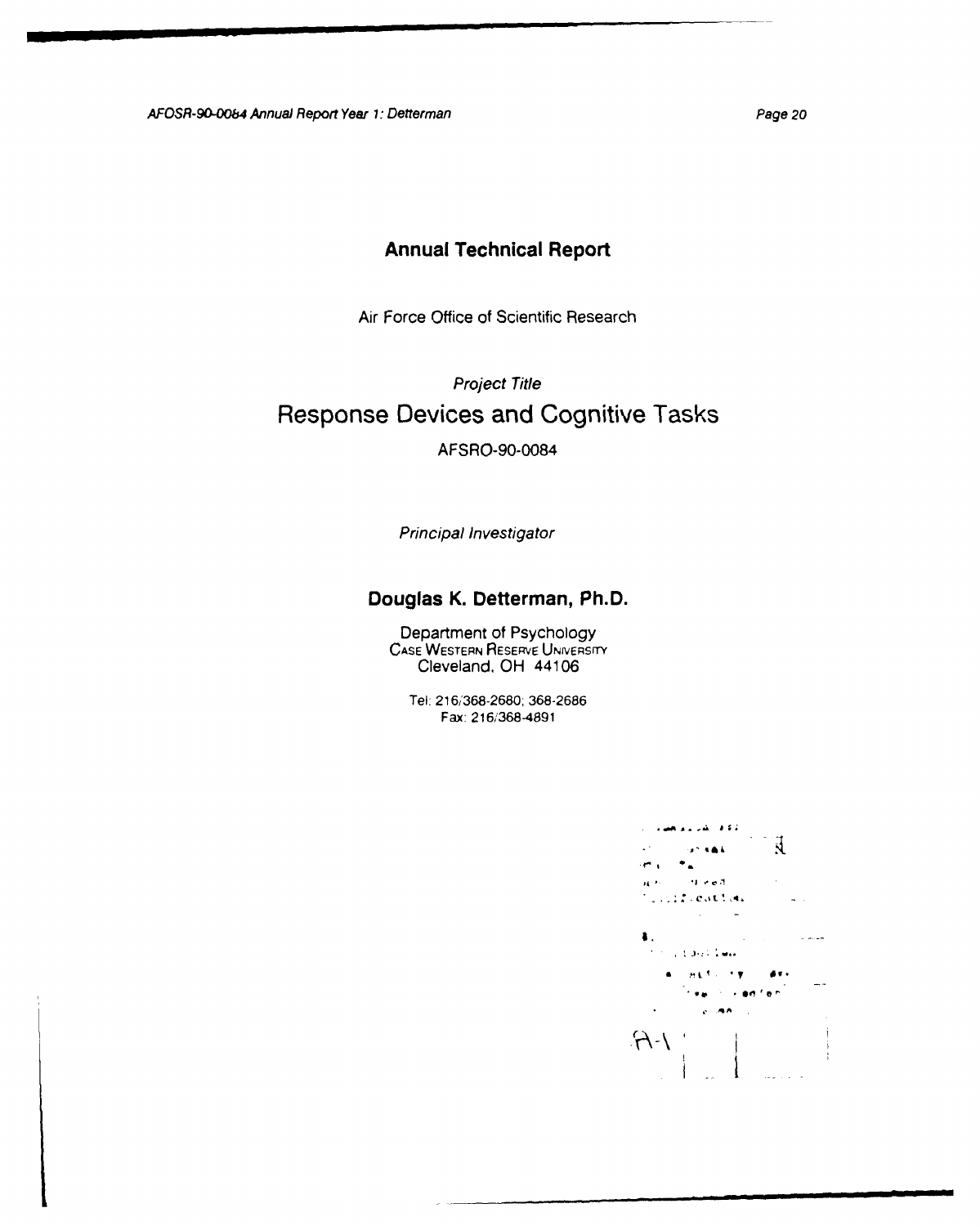## Annual Technical Report

Air Force Office of Scientific Research

*Project Title*

# Response Devices and Cognitive Tasks

AFSRO-90-0084

*Principal Investigator*

## Douglas K. Detterman, Ph.D.

Department of Psychology
CASE WESTERN RESERVE UNIVERSITY
Cleveland, OH 44106

Tel: 216/368-2680; 368-2686
Fax: 216/368-4891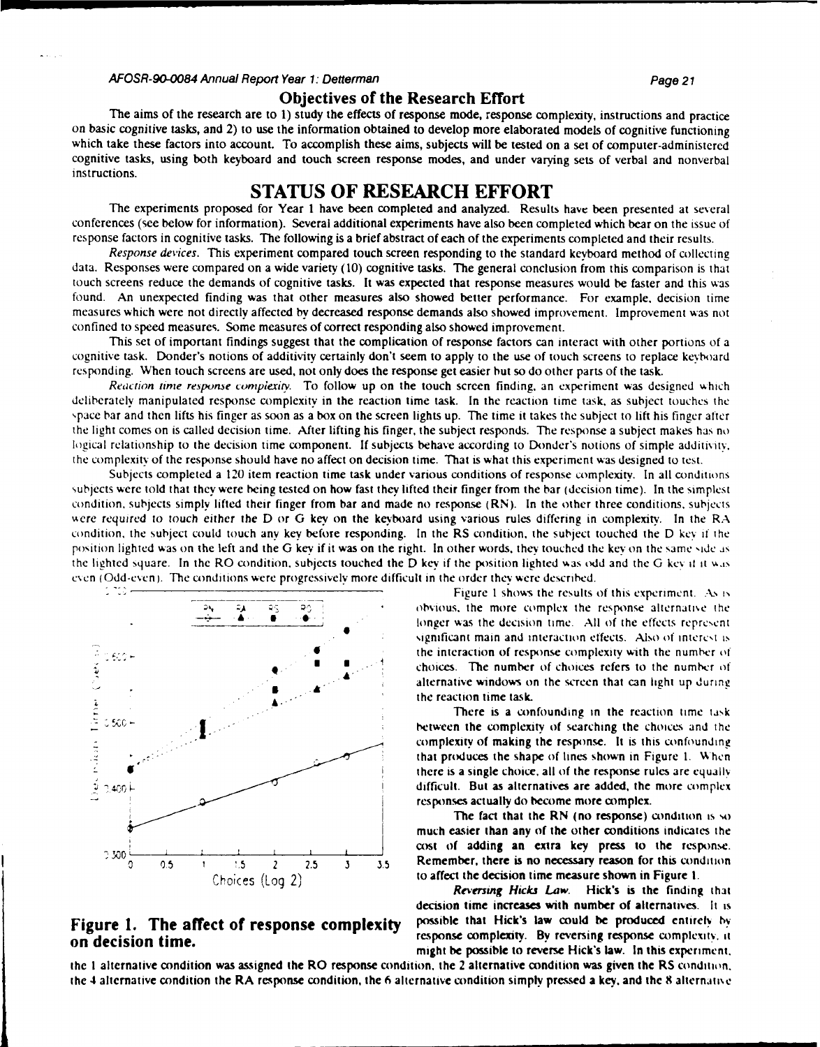## Objectives of the Research Effort

The aims of the research are to 1) study the effects of response mode, response complexity, instructions and practice on basic cognitive tasks, and 2) to use the information obtained to develop more elaborated models of cognitive functioning which take these factors into account. To accomplish these aims, subjects will be tested on a set of computer-administered cognitive tasks, using both keyboard and touch screen response modes, and under varying sets of verbal and nonverbal instructions.

# STATUS OF RESEARCH EFFORT

The experiments proposed for Year 1 have been completed and analyzed. Results have been presented at several conferences (see below for information). Several additional experiments have also been completed which bear on the issue of response factors in cognitive tasks. The following is a brief abstract of each of the experiments completed and their results.

*Response devices.* This experiment compared touch screen responding to the standard keyboard method of collecting data. Responses were compared on a wide variety (10) cognitive tasks. The general conclusion from this comparison is that touch screens reduce the demands of cognitive tasks. It was expected that response measures would be faster and this was found. An unexpected finding was that other measures also showed better performance. For example, decision time measures which were not directly affected by decreased response demands also showed improvement. Improvement was not confined to speed measures. Some measures of correct responding also showed improvement.

This set of important findings suggest that the complication of response factors can interact with other portions of a cognitive task. Donder's notions of additivity certainly don't seem to apply to the use of touch screens to replace keyboard responding. When touch screens are used, not only does the response get easier but so do other parts of the task.

*Reaction time response complexity.* To follow up on the touch screen finding, an experiment was designed which deliberately manipulated response complexity in the reaction time task. In the reaction time task, as subject touches the space bar and then lifts his finger as soon as a box on the screen lights up. The time it takes the subject to lift his finger after the light comes on is called decision time. After lifting his finger, the subject responds. The response a subject makes has no logical relationship to the decision time component. If subjects behave according to Donder's notions of simple additivity, the complexity of the response should have no affect on decision time. That is what this experiment was designed to test.

Subjects completed a 120 item reaction time task under various conditions of response complexity. In all conditions subjects were told that they were being tested on how fast they lifted their finger from the bar (decision time). In the simplest condition, subjects simply lifted their finger from bar and made no response (RN). In the other three conditions, subjects were required to touch either the D or G key on the keyboard using various rules differing in complexity. In the RA condition, the subject could touch any key before responding. In the RS condition, the subject touched the D key if the position lighted was on the left and the G key if it was on the right. In other words, they touched the key on the same side as the lighted square. In the RO condition, subjects touched the D key if the position lighted was odd and the G key if it was even (Odd-even). The conditions were progressively more difficult in the order they were described.

**Figure 1. The affect of response complexity on decision time.**

Figure 1 shows the results of this experiment. As is obvious, the more complex the response alternative the longer was the decision time. All of the effects represent significant main and interaction effects. Also of interest is the interaction of response complexity with the number of choices. The number of choices refers to the number of alternative windows on the screen that can light up during the reaction time task.

There is a confounding in the reaction time task between the complexity of searching the choices and the complexity of making the response. It is this confounding that produces the shape of lines shown in Figure 1. When there is a single choice, all of the response rules are equally difficult. But as alternatives are added, the more complex responses actually do become more complex.

The fact that the RN (no response) condition is so much easier than any of the other conditions indicates the cost of adding an extra key press to the response. Remember, there is no necessary reason for this condition to affect the decision time measure shown in Figure 1.

*Reversing Hicks Law.* Hick's is the finding that decision time increases with number of alternatives. It is possible that Hick's law could be produced entirely by response complexity. By reversing response complexity, it might be possible to reverse Hick's law. In this experiment, the 1 alternative condition was assigned the RO response condition, the 2 alternative condition was given the RS condition, the 4 alternative condition the RA response condition, the 6 alternative condition simply pressed a key, and the 8 alternative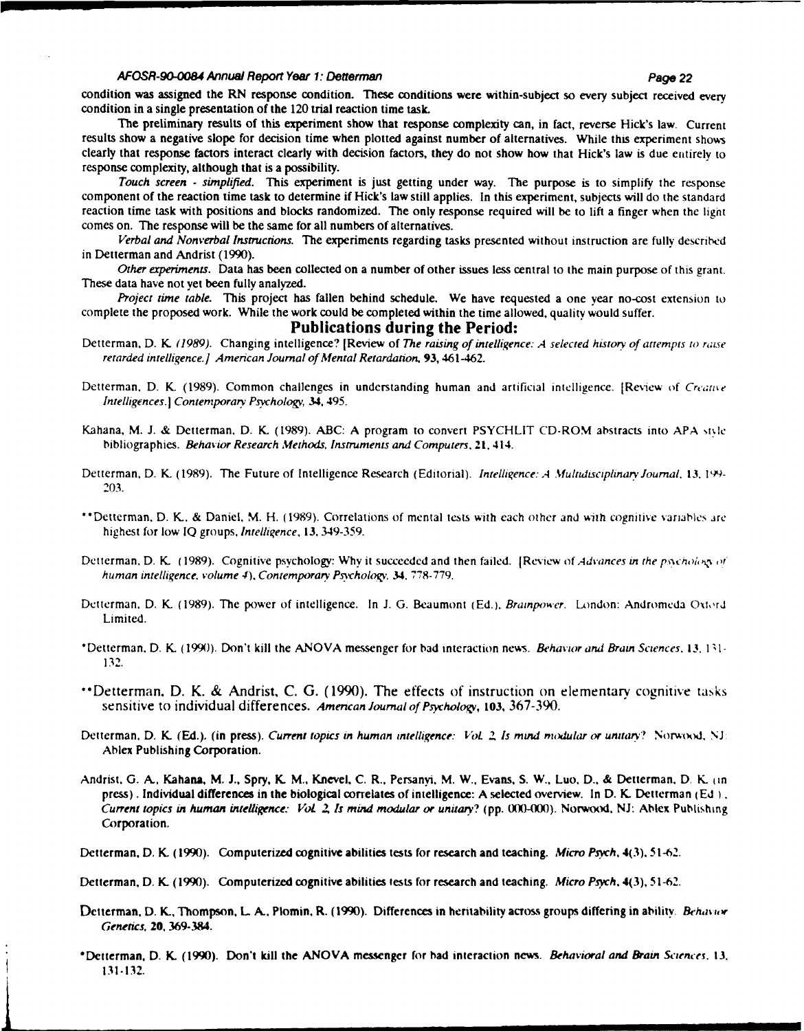condition was assigned the RN response condition. These conditions were within-subject so every subject received every condition in a single presentation of the 120 trial reaction time task.

The preliminary results of this experiment show that response complexity can, in fact, reverse Hick's law. Current results show a negative slope for decision time when plotted against number of alternatives. While this experiment shows clearly that response factors interact clearly with decision factors, they do not show how that Hick's law is due entirely to response complexity, although that is a possibility.

*Touch screen - simplified.* This experiment is just getting under way. The purpose is to simplify the response component of the reaction time task to determine if Hick's law still applies. In this experiment, subjects will do the standard reaction time task with positions and blocks randomized. The only response required will be to lift a finger when the light comes on. The response will be the same for all numbers of alternatives.

*Verbal and Nonverbal Instructions.* The experiments regarding tasks presented without instruction are fully described in Detterman and Andrist (1990).

*Other experiments.* Data has been collected on a number of other issues less central to the main purpose of this grant. These data have not yet been fully analyzed.

*Project time table.* This project has fallen behind schedule. We have requested a one year no-cost extension to complete the proposed work. While the work could be completed within the time allowed, quality would suffer.

## Publications during the Period:

Detterman, D. K. *(1989).* Changing intelligence? [Review of *The raising of intelligence: A selected history of attempts to raise retarded intelligence.] American Journal of Mental Retardation*, **93**, 461-462.

Detterman, D. K. (1989). Common challenges in understanding human and artificial intelligence. [Review of *Creative Intelligences.*] *Contemporary Psychology*, **34**, 495.

Kahana, M. J. & Detterman, D. K. (1989). ABC: A program to convert PSYCHLIT CD-ROM abstracts into APA style bibliographies. *Behavior Research Methods, Instruments and Computers*, **21**, 414.

Detterman, D. K. (1989). The Future of Intelligence Research (Editorial). *Intelligence: A Multidisciplinary Journal*, **13**, 199-203.

**Detterman, D. K., & Daniel, M. H. (1989). Correlations of mental tests with each other and with cognitive variables are highest for low IQ groups, *Intelligence*, **13**, 349-359.

Detterman, D. K. (1989). Cognitive psychology: Why it succeeded and then failed. [Review of *Advances in the psychology of human intelligence, volume 4*), *Contemporary Psychology*, **34**, 778-779.

Detterman, D. K. (1989). The power of intelligence. In J. G. Beaumont (Ed.), *Brainpower*. London: Andromeda Oxford Limited.

*Detterman, D. K. (1990). Don't kill the ANOVA messenger for bad interaction news. *Behavior and Brain Sciences*, **13**, 131-132.

**Detterman, D. K. & Andrist, C. G. (1990). The effects of instruction on elementary cognitive tasks sensitive to individual differences. *American Journal of Psychology*, **103**, 367-390.

Detterman, D. K. (Ed.). (in press). *Current topics in human intelligence: Vol. 2, Is mind modular or unitary?* Norwood, NJ: Ablex Publishing Corporation.

Andrist, G. A., Kahana, M. J., Spry, K. M., Knevel, C. R., Persanyi, M. W., Evans, S. W., Luo, D., & Detterman, D. K. (in press). Individual differences in the biological correlates of intelligence: A selected overview. In D. K. Detterman (Ed.), *Current topics in human intelligence: Vol. 2, Is mind modular or unitary?* (pp. 000-000). Norwood, NJ: Ablex Publishing Corporation.

Detterman, D. K. (1990). Computerized cognitive abilities tests for research and teaching. *Micro Psych*, **4**(3), 51-62.

Detterman, D. K. (1990). Computerized cognitive abilities tests for research and teaching. *Micro Psych*, **4**(3), 51-62.

Detterman, D. K., Thompson, L. A., Plomin, R. (1990). Differences in heritability across groups differing in ability. *Behavior Genetics*, **20**, 369-384.

*Detterman, D. K. (1990). Don't kill the ANOVA messenger for bad interaction news. *Behavioral and Brain Sciences*, **13**, 131-132.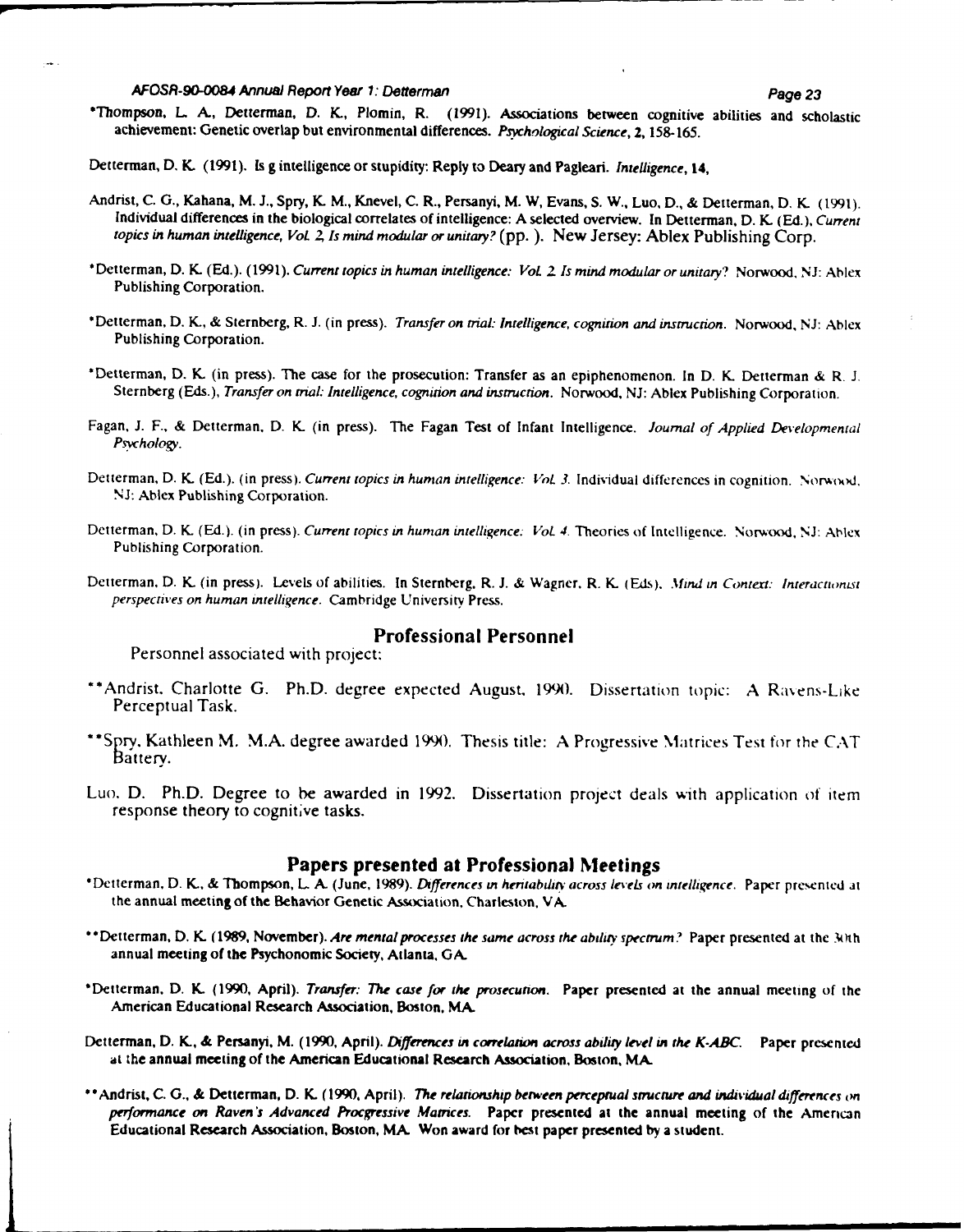*Thompson, L. A., Detterman, D. K., Plomin, R. (1991). Associations between cognitive abilities and scholastic achievement: Genetic overlap but environmental differences. *Psychological Science*, **2**, 158-165.

Detterman, D. K. (1991). Is g intelligence or stupidity: Reply to Deary and Pagleari. *Intelligence*, **14**,

Andrist, C. G., Kahana, M. J., Spry, K. M., Knevel, C. R., Persanyi, M. W, Evans, S. W., Luo, D., & Detterman, D. K. (1991). Individual differences in the biological correlates of intelligence: A selected overview. In Detterman, D. K. (Ed.), *Current topics in human intelligence, Vol. 2, Is mind modular or unitary?* (pp. ). New Jersey: Ablex Publishing Corp.

*Detterman, D. K. (Ed.). (1991). *Current topics in human intelligence: Vol. 2. Is mind modular or unitary?* Norwood, NJ: Ablex Publishing Corporation.

*Detterman, D. K., & Sternberg, R. J. (in press). *Transfer on trial: Intelligence, cognition and instruction*. Norwood, NJ: Ablex Publishing Corporation.

*Detterman, D. K. (in press). The case for the prosecution: Transfer as an epiphenomenon. In D. K. Detterman & R. J. Sternberg (Eds.), *Transfer on trial: Intelligence, cognition and instruction*. Norwood, NJ: Ablex Publishing Corporation.

Fagan, J. F., & Detterman, D. K. (in press). The Fagan Test of Infant Intelligence. *Journal of Applied Developmental Psychology*.

Detterman, D. K. (Ed.). (in press). *Current topics in human intelligence: Vol. 3.* Individual differences in cognition. Norwood, NJ: Ablex Publishing Corporation.

Detterman, D. K. (Ed.). (in press). *Current topics in human intelligence: Vol. 4.* Theories of Intelligence. Norwood, NJ: Ablex Publishing Corporation.

Detterman, D. K. (in press). Levels of abilities. In Sternberg, R. J. & Wagner, R. K. (Eds). *Mind in Context: Interactionist perspectives on human intelligence*. Cambridge University Press.

## Professional Personnel

Personnel associated with project:

**Andrist, Charlotte G. Ph.D. degree expected August, 1990. Dissertation topic: A Ravens-Like Perceptual Task.

**Spry, Kathleen M. M.A. degree awarded 1990. Thesis title: A Progressive Matrices Test for the CAT Battery.

Luo, D. Ph.D. Degree to be awarded in 1992. Dissertation project deals with application of item response theory to cognitive tasks.

## Papers presented at Professional Meetings

*Detterman, D. K., & Thompson, L. A. (June, 1989). *Differences in heritability across levels on intelligence*. Paper presented at the annual meeting of the Behavior Genetic Association, Charleston, VA.

**Detterman, D. K. (1989, November). *Are mental processes the same across the ability spectrum?* Paper presented at the 30th annual meeting of the Psychonomic Society, Atlanta, GA.

*Detterman, D. K. (1990, April). *Transfer: The case for the prosecution*. Paper presented at the annual meeting of the American Educational Research Association, Boston, MA.

Detterman, D. K., & Persanyi, M. (1990, April). *Differences in correlation across ability level in the K-ABC.* Paper presented at the annual meeting of the American Educational Research Association, Boston, MA.

**Andrist, C. G., & Detterman, D. K. (1990, April). *The relationship between perceptual structure and individual differences on performance on Raven's Advanced Procgressive Matrices.* Paper presented at the annual meeting of the American Educational Research Association, Boston, MA. Won award for best paper presented by a student.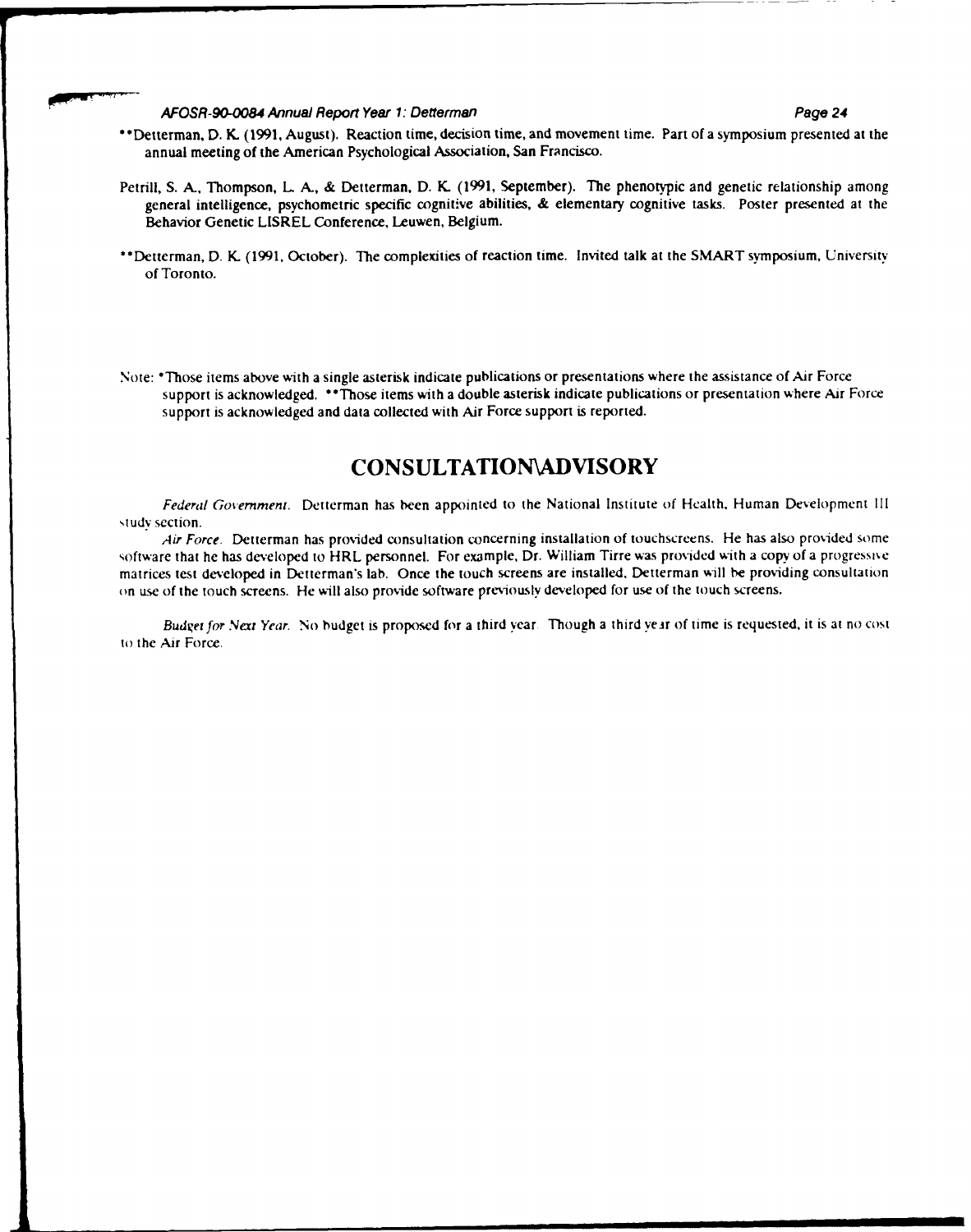**Detterman, D. K. (1991, August). Reaction time, decision time, and movement time. Part of a symposium presented at the annual meeting of the American Psychological Association, San Francisco.

Petrill, S. A., Thompson, L. A., & Detterman, D. K. (1991, September). The phenotypic and genetic relationship among general intelligence, psychometric specific cognitive abilities, & elementary cognitive tasks. Poster presented at the Behavior Genetic LISREL Conference, Leuwen, Belgium.

**Detterman, D. K. (1991, October). The complexities of reaction time. Invited talk at the SMART symposium, University of Toronto.

Note: *Those items above with a single asterisk indicate publications or presentations where the assistance of Air Force support is acknowledged. **Those items with a double asterisk indicate publications or presentation where Air Force support is acknowledged and data collected with Air Force support is reported.

## CONSULTATION\ADVISORY

*Federal Government.* Detterman has been appointed to the National Institute of Health, Human Development III study section.

*Air Force.* Detterman has provided consultation concerning installation of touchscreens. He has also provided some software that he has developed to HRL personnel. For example, Dr. William Tirre was provided with a copy of a progressive matrices test developed in Detterman's lab. Once the touch screens are installed, Detterman will be providing consultation on use of the touch screens. He will also provide software previously developed for use of the touch screens.

*Budget for Next Year.* No budget is proposed for a third year. Though a third year of time is requested, it is at no cost to the Air Force.